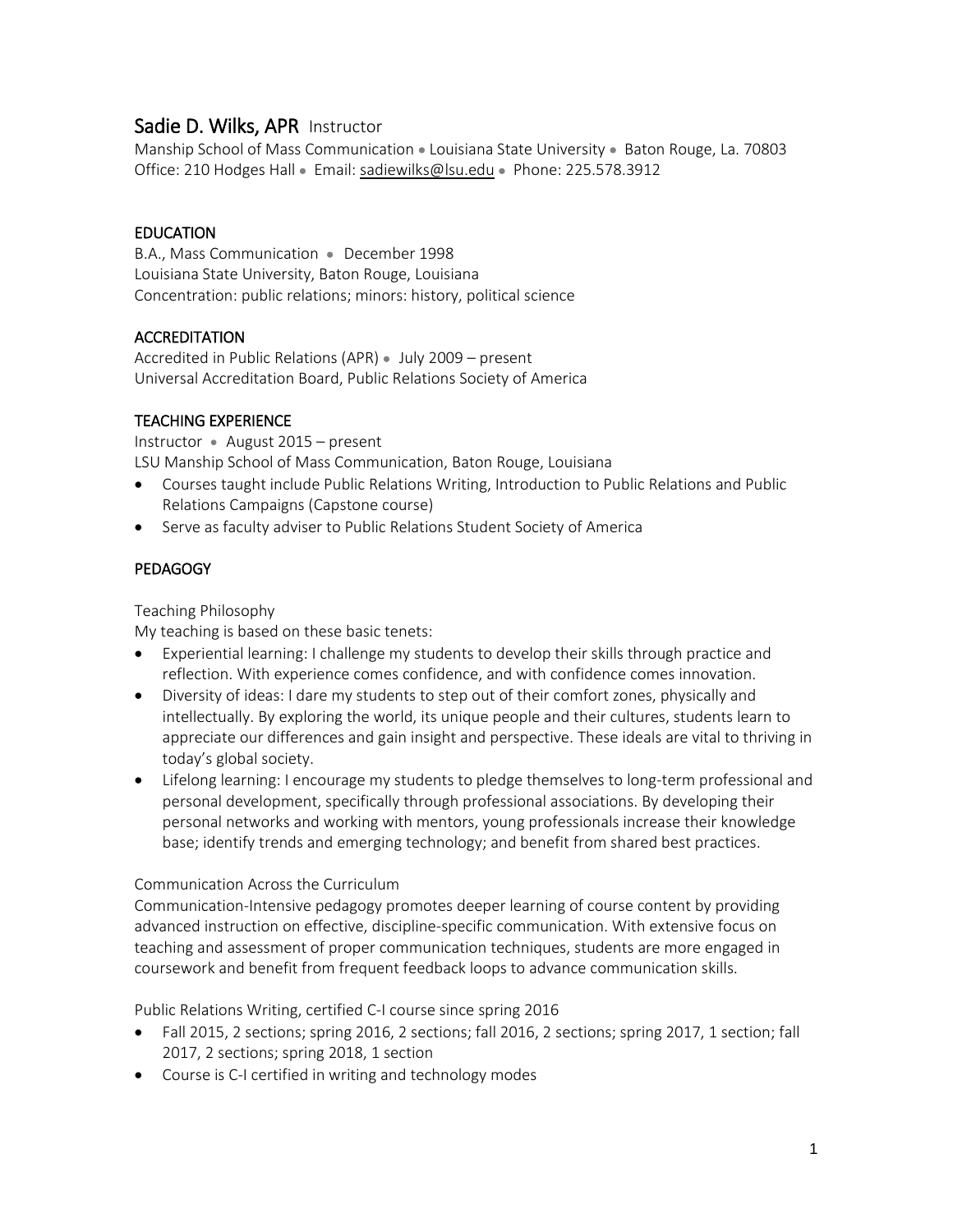# Sadie D. Wilks, APR Instructor

Manship School of Mass Communication • Louisiana State University • Baton Rouge, La. 70803
Office: 210 Hodges Hall • Email: sadiewilks@lsu.edu • Phone: 225.578.3912

## EDUCATION

B.A., Mass Communication • December 1998
Louisiana State University, Baton Rouge, Louisiana
Concentration: public relations; minors: history, political science

## ACCREDITATION

Accredited in Public Relations (APR) • July 2009 – present
Universal Accreditation Board, Public Relations Society of America

## TEACHING EXPERIENCE

Instructor • August 2015 – present
LSU Manship School of Mass Communication, Baton Rouge, Louisiana

- Courses taught include Public Relations Writing, Introduction to Public Relations and Public Relations Campaigns (Capstone course)
- Serve as faculty adviser to Public Relations Student Society of America

## PEDAGOGY

### Teaching Philosophy

My teaching is based on these basic tenets:

- Experiential learning: I challenge my students to develop their skills through practice and reflection. With experience comes confidence, and with confidence comes innovation.
- Diversity of ideas: I dare my students to step out of their comfort zones, physically and intellectually. By exploring the world, its unique people and their cultures, students learn to appreciate our differences and gain insight and perspective. These ideals are vital to thriving in today's global society.
- Lifelong learning: I encourage my students to pledge themselves to long-term professional and personal development, specifically through professional associations. By developing their personal networks and working with mentors, young professionals increase their knowledge base; identify trends and emerging technology; and benefit from shared best practices.

### Communication Across the Curriculum

Communication-Intensive pedagogy promotes deeper learning of course content by providing advanced instruction on effective, discipline-specific communication. With extensive focus on teaching and assessment of proper communication techniques, students are more engaged in coursework and benefit from frequent feedback loops to advance communication skills.

Public Relations Writing, certified C-I course since spring 2016

- Fall 2015, 2 sections; spring 2016, 2 sections; fall 2016, 2 sections; spring 2017, 1 section; fall 2017, 2 sections; spring 2018, 1 section
- Course is C-I certified in writing and technology modes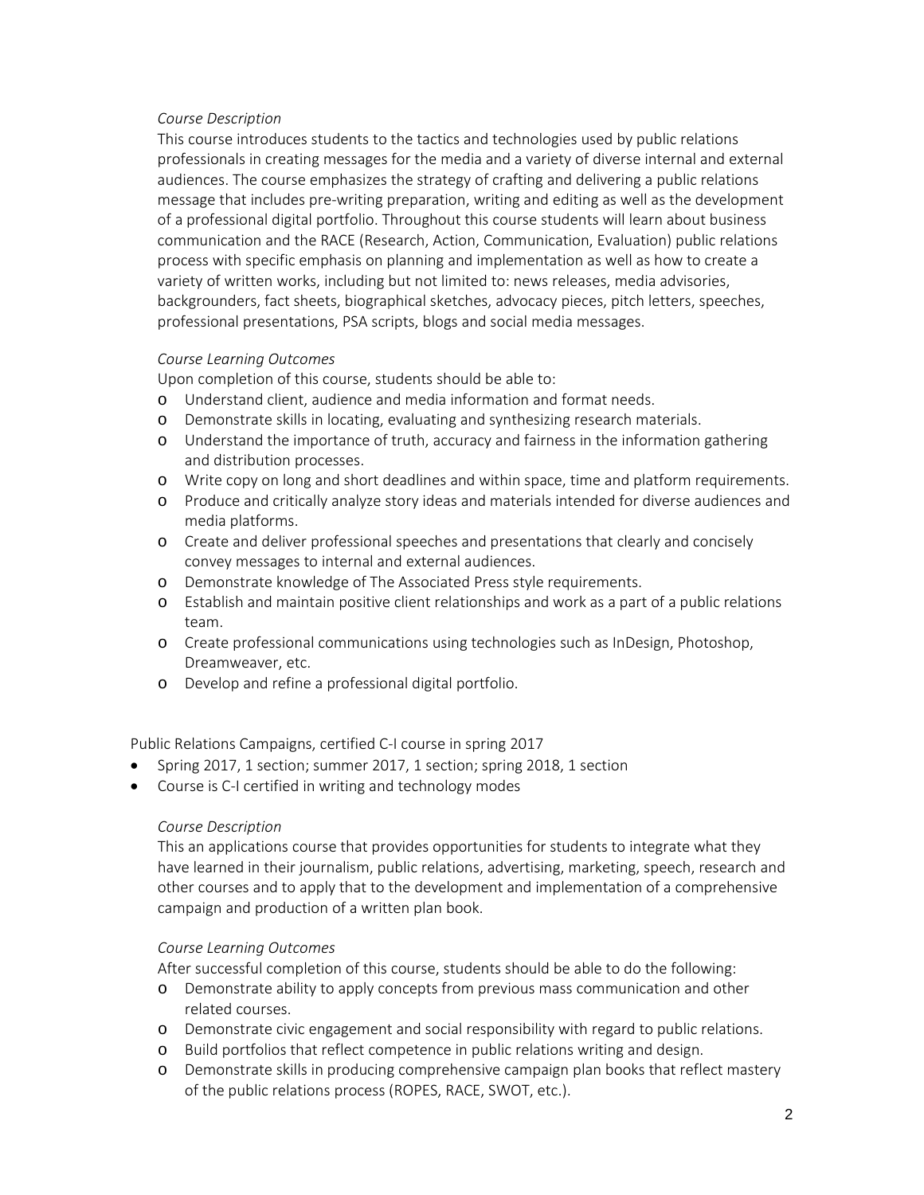*Course Description*

This course introduces students to the tactics and technologies used by public relations professionals in creating messages for the media and a variety of diverse internal and external audiences. The course emphasizes the strategy of crafting and delivering a public relations message that includes pre-writing preparation, writing and editing as well as the development of a professional digital portfolio. Throughout this course students will learn about business communication and the RACE (Research, Action, Communication, Evaluation) public relations process with specific emphasis on planning and implementation as well as how to create a variety of written works, including but not limited to: news releases, media advisories, backgrounders, fact sheets, biographical sketches, advocacy pieces, pitch letters, speeches, professional presentations, PSA scripts, blogs and social media messages.

*Course Learning Outcomes*

Upon completion of this course, students should be able to:

- Understand client, audience and media information and format needs.
- Demonstrate skills in locating, evaluating and synthesizing research materials.
- Understand the importance of truth, accuracy and fairness in the information gathering and distribution processes.
- Write copy on long and short deadlines and within space, time and platform requirements.
- Produce and critically analyze story ideas and materials intended for diverse audiences and media platforms.
- Create and deliver professional speeches and presentations that clearly and concisely convey messages to internal and external audiences.
- Demonstrate knowledge of The Associated Press style requirements.
- Establish and maintain positive client relationships and work as a part of a public relations team.
- Create professional communications using technologies such as InDesign, Photoshop, Dreamweaver, etc.
- Develop and refine a professional digital portfolio.

Public Relations Campaigns, certified C-I course in spring 2017

- Spring 2017, 1 section; summer 2017, 1 section; spring 2018, 1 section
- Course is C-I certified in writing and technology modes

*Course Description*

This an applications course that provides opportunities for students to integrate what they have learned in their journalism, public relations, advertising, marketing, speech, research and other courses and to apply that to the development and implementation of a comprehensive campaign and production of a written plan book.

*Course Learning Outcomes*

After successful completion of this course, students should be able to do the following:

- Demonstrate ability to apply concepts from previous mass communication and other related courses.
- Demonstrate civic engagement and social responsibility with regard to public relations.
- Build portfolios that reflect competence in public relations writing and design.
- Demonstrate skills in producing comprehensive campaign plan books that reflect mastery of the public relations process (ROPES, RACE, SWOT, etc.).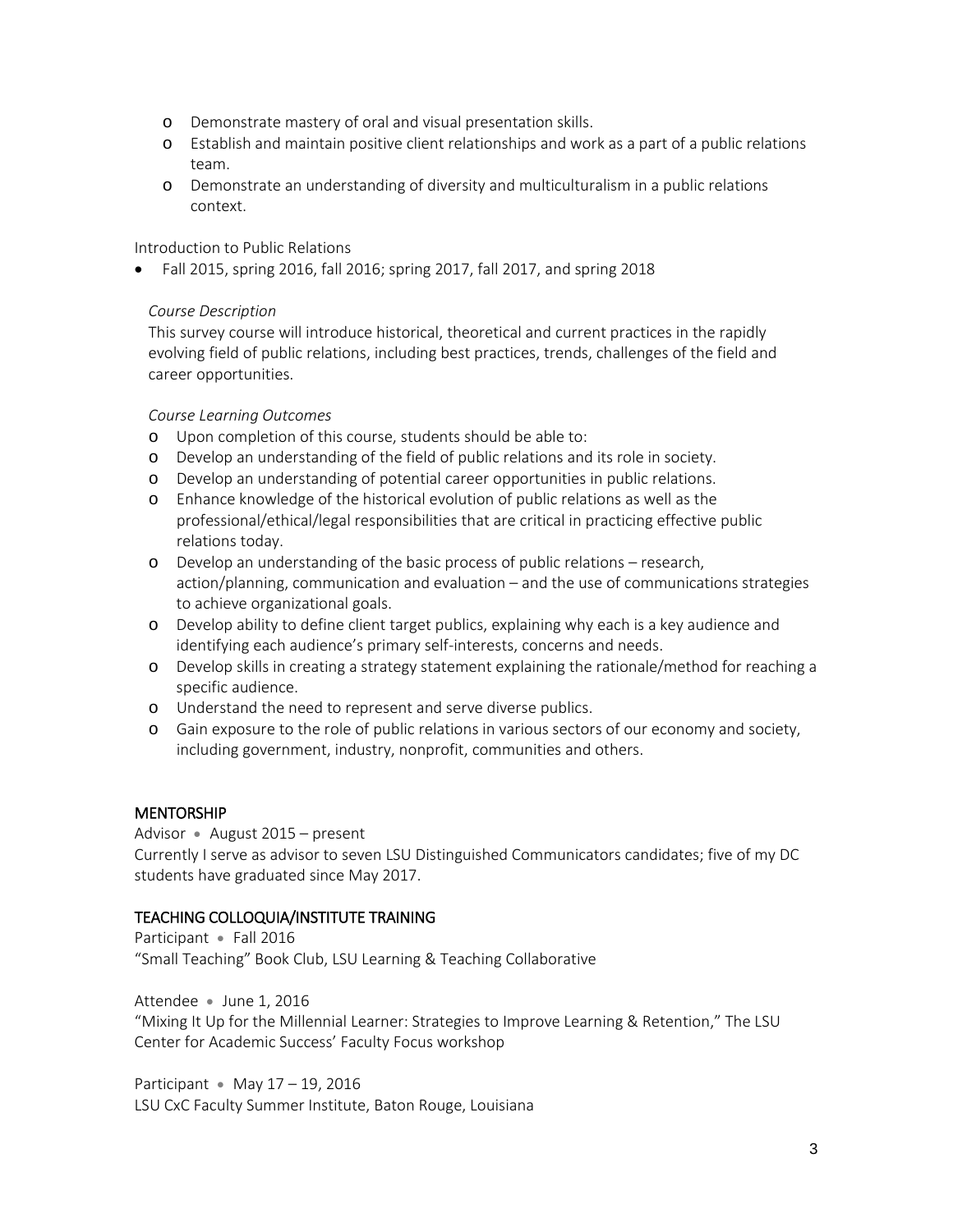- Demonstrate mastery of oral and visual presentation skills.
- Establish and maintain positive client relationships and work as a part of a public relations team.
- Demonstrate an understanding of diversity and multiculturalism in a public relations context.

Introduction to Public Relations

- Fall 2015, spring 2016, fall 2016; spring 2017, fall 2017, and spring 2018

*Course Description*

This survey course will introduce historical, theoretical and current practices in the rapidly evolving field of public relations, including best practices, trends, challenges of the field and career opportunities.

*Course Learning Outcomes*

- Upon completion of this course, students should be able to:
- Develop an understanding of the field of public relations and its role in society.
- Develop an understanding of potential career opportunities in public relations.
- Enhance knowledge of the historical evolution of public relations as well as the professional/ethical/legal responsibilities that are critical in practicing effective public relations today.
- Develop an understanding of the basic process of public relations – research, action/planning, communication and evaluation – and the use of communications strategies to achieve organizational goals.
- Develop ability to define client target publics, explaining why each is a key audience and identifying each audience's primary self-interests, concerns and needs.
- Develop skills in creating a strategy statement explaining the rationale/method for reaching a specific audience.
- Understand the need to represent and serve diverse publics.
- Gain exposure to the role of public relations in various sectors of our economy and society, including government, industry, nonprofit, communities and others.

## MENTORSHIP

Advisor • August 2015 – present

Currently I serve as advisor to seven LSU Distinguished Communicators candidates; five of my DC students have graduated since May 2017.

## TEACHING COLLOQUIA/INSTITUTE TRAINING

Participant • Fall 2016

"Small Teaching" Book Club, LSU Learning & Teaching Collaborative

Attendee • June 1, 2016

"Mixing It Up for the Millennial Learner: Strategies to Improve Learning & Retention," The LSU Center for Academic Success' Faculty Focus workshop

Participant • May 17 – 19, 2016

LSU CxC Faculty Summer Institute, Baton Rouge, Louisiana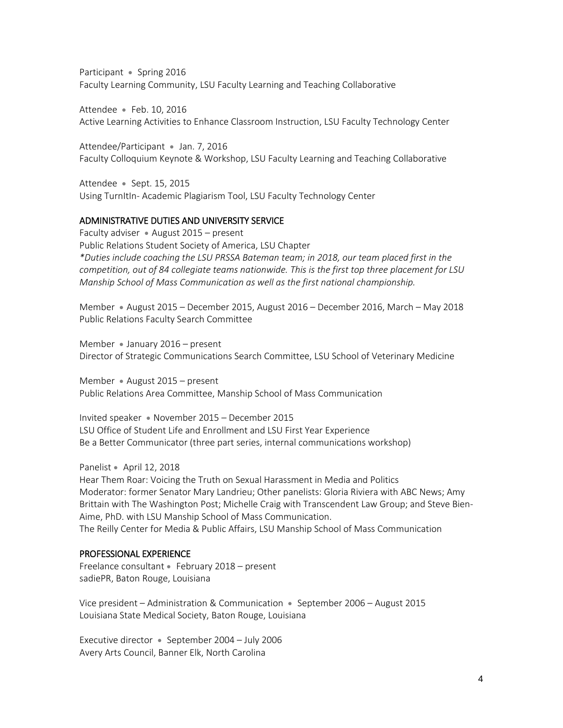Participant • Spring 2016
Faculty Learning Community, LSU Faculty Learning and Teaching Collaborative

Attendee • Feb. 10, 2016
Active Learning Activities to Enhance Classroom Instruction, LSU Faculty Technology Center

Attendee/Participant • Jan. 7, 2016
Faculty Colloquium Keynote & Workshop, LSU Faculty Learning and Teaching Collaborative

Attendee • Sept. 15, 2015
Using TurnItIn- Academic Plagiarism Tool, LSU Faculty Technology Center

## ADMINISTRATIVE DUTIES AND UNIVERSITY SERVICE

Faculty adviser • August 2015 – present
Public Relations Student Society of America, LSU Chapter
*\*Duties include coaching the LSU PRSSA Bateman team; in 2018, our team placed first in the competition, out of 84 collegiate teams nationwide. This is the first top three placement for LSU Manship School of Mass Communication as well as the first national championship.*

Member • August 2015 – December 2015, August 2016 – December 2016, March – May 2018
Public Relations Faculty Search Committee

Member • January 2016 – present
Director of Strategic Communications Search Committee, LSU School of Veterinary Medicine

Member • August 2015 – present
Public Relations Area Committee, Manship School of Mass Communication

Invited speaker • November 2015 – December 2015
LSU Office of Student Life and Enrollment and LSU First Year Experience
Be a Better Communicator (three part series, internal communications workshop)

Panelist • April 12, 2018
Hear Them Roar: Voicing the Truth on Sexual Harassment in Media and Politics
Moderator: former Senator Mary Landrieu; Other panelists: Gloria Riviera with ABC News; Amy Brittain with The Washington Post; Michelle Craig with Transcendent Law Group; and Steve Bien-Aime, PhD. with LSU Manship School of Mass Communication.
The Reilly Center for Media & Public Affairs, LSU Manship School of Mass Communication

## PROFESSIONAL EXPERIENCE

Freelance consultant • February 2018 – present
sadiePR, Baton Rouge, Louisiana

Vice president – Administration & Communication • September 2006 – August 2015
Louisiana State Medical Society, Baton Rouge, Louisiana

Executive director • September 2004 – July 2006
Avery Arts Council, Banner Elk, North Carolina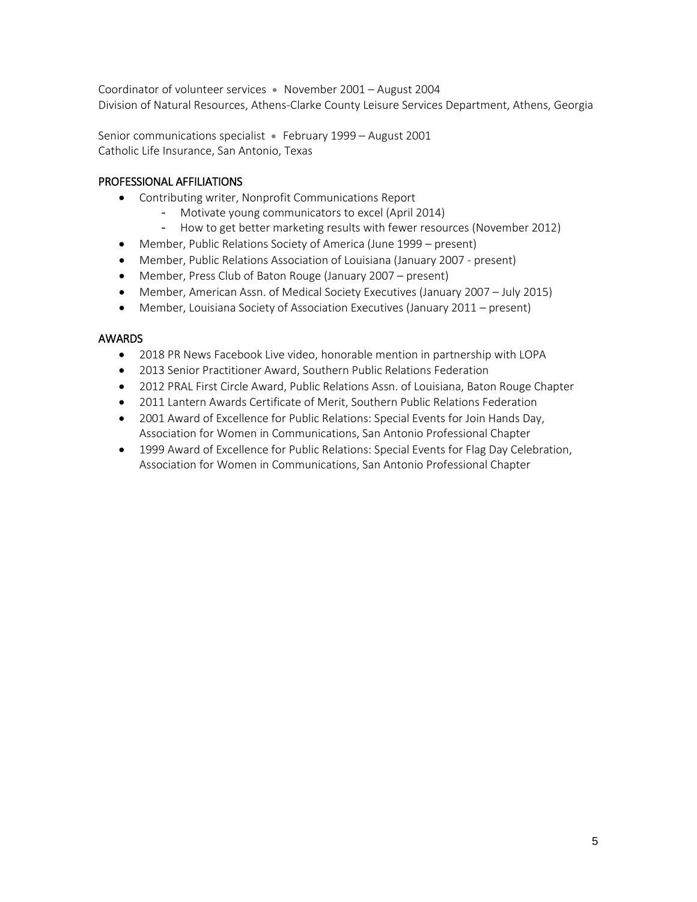Coordinator of volunteer services • November 2001 – August 2004
Division of Natural Resources, Athens-Clarke County Leisure Services Department, Athens, Georgia

Senior communications specialist • February 1999 – August 2001
Catholic Life Insurance, San Antonio, Texas

## PROFESSIONAL AFFILIATIONS

- Contributing writer, Nonprofit Communications Report
  - Motivate young communicators to excel (April 2014)
  - How to get better marketing results with fewer resources (November 2012)
- Member, Public Relations Society of America (June 1999 – present)
- Member, Public Relations Association of Louisiana (January 2007 - present)
- Member, Press Club of Baton Rouge (January 2007 – present)
- Member, American Assn. of Medical Society Executives (January 2007 – July 2015)
- Member, Louisiana Society of Association Executives (January 2011 – present)

## AWARDS

- 2018 PR News Facebook Live video, honorable mention in partnership with LOPA
- 2013 Senior Practitioner Award, Southern Public Relations Federation
- 2012 PRAL First Circle Award, Public Relations Assn. of Louisiana, Baton Rouge Chapter
- 2011 Lantern Awards Certificate of Merit, Southern Public Relations Federation
- 2001 Award of Excellence for Public Relations: Special Events for Join Hands Day, Association for Women in Communications, San Antonio Professional Chapter
- 1999 Award of Excellence for Public Relations: Special Events for Flag Day Celebration, Association for Women in Communications, San Antonio Professional Chapter